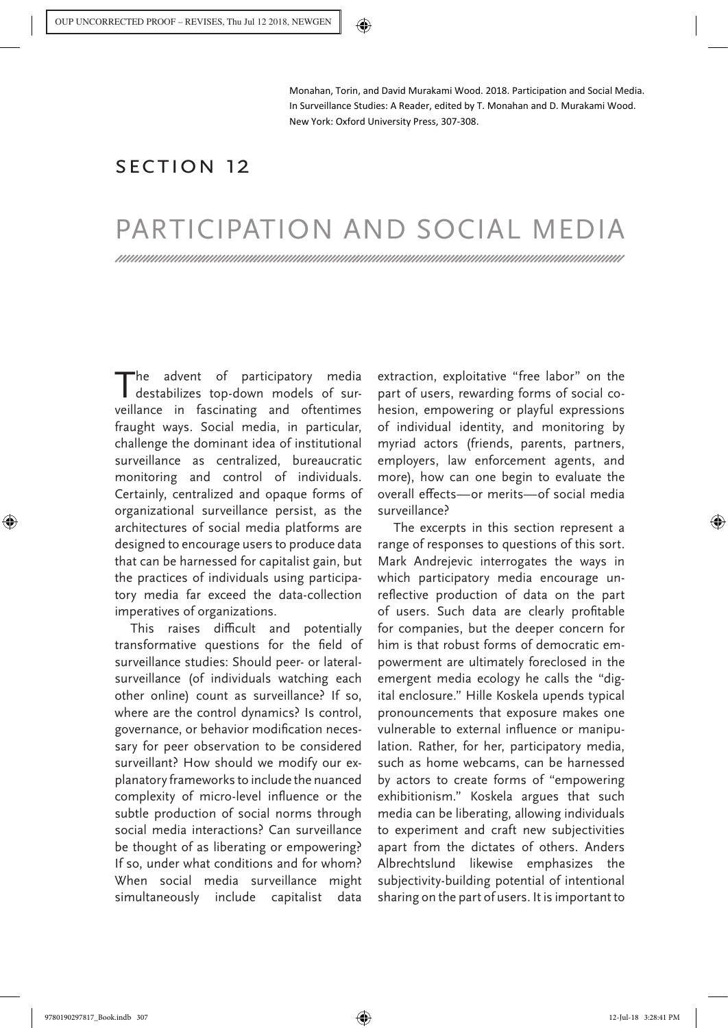Monahan, Torin, and David Murakami Wood. 2018. Participation and Social Media. In Surveillance Studies: A Reader, edited by T. Monahan and D. Murakami Wood. New York: Oxford University Press, 307-308.

SECTION 12

# PARTICIPATION AND SOCIAL MEDIA

The advent of participatory media destabilizes top-down models of surveillance in fascinating and oftentimes fraught ways. Social media, in particular, challenge the dominant idea of institutional surveillance as centralized, bureaucratic monitoring and control of individuals. Certainly, centralized and opaque forms of organizational surveillance persist, as the architectures of social media platforms are designed to encourage users to produce data that can be harnessed for capitalist gain, but the practices of individuals using participatory media far exceed the data-collection imperatives of organizations.

This raises difficult and potentially transformative questions for the field of surveillance studies: Should peer- or lateral-surveillance (of individuals watching each other online) count as surveillance? If so, where are the control dynamics? Is control, governance, or behavior modification necessary for peer observation to be considered surveillant? How should we modify our explanatory frameworks to include the nuanced complexity of micro-level influence or the subtle production of social norms through social media interactions? Can surveillance be thought of as liberating or empowering? If so, under what conditions and for whom? When social media surveillance might simultaneously include capitalist data extraction, exploitative "free labor" on the part of users, rewarding forms of social cohesion, empowering or playful expressions of individual identity, and monitoring by myriad actors (friends, parents, partners, employers, law enforcement agents, and more), how can one begin to evaluate the overall effects—or merits—of social media surveillance?

The excerpts in this section represent a range of responses to questions of this sort. Mark Andrejevic interrogates the ways in which participatory media encourage unreflective production of data on the part of users. Such data are clearly profitable for companies, but the deeper concern for him is that robust forms of democratic empowerment are ultimately foreclosed in the emergent media ecology he calls the "digital enclosure." Hille Koskela upends typical pronouncements that exposure makes one vulnerable to external influence or manipulation. Rather, for her, participatory media, such as home webcams, can be harnessed by actors to create forms of "empowering exhibitionism." Koskela argues that such media can be liberating, allowing individuals to experiment and craft new subjectivities apart from the dictates of others. Anders Albrechtslund likewise emphasizes the subjectivity-building potential of intentional sharing on the part of users. It is important to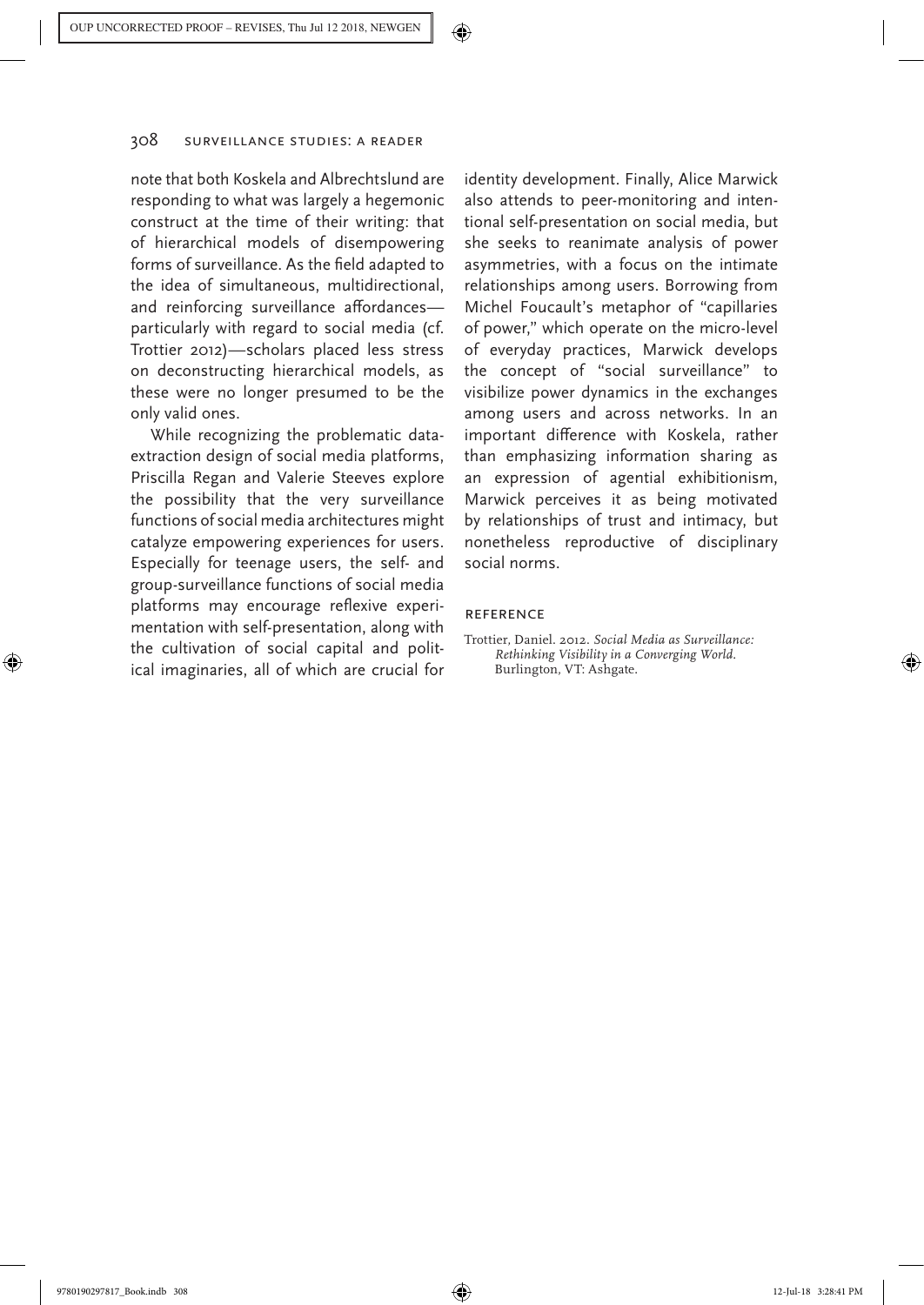note that both Koskela and Albrechtslund are responding to what was largely a hegemonic construct at the time of their writing: that of hierarchical models of disempowering forms of surveillance. As the field adapted to the idea of simultaneous, multidirectional, and reinforcing surveillance affordances—particularly with regard to social media (cf. Trottier 2012)—scholars placed less stress on deconstructing hierarchical models, as these were no longer presumed to be the only valid ones.

While recognizing the problematic data-extraction design of social media platforms, Priscilla Regan and Valerie Steeves explore the possibility that the very surveillance functions of social media architectures might catalyze empowering experiences for users. Especially for teenage users, the self- and group-surveillance functions of social media platforms may encourage reflexive experimentation with self-presentation, along with the cultivation of social capital and political imaginaries, all of which are crucial for identity development. Finally, Alice Marwick also attends to peer-monitoring and intentional self-presentation on social media, but she seeks to reanimate analysis of power asymmetries, with a focus on the intimate relationships among users. Borrowing from Michel Foucault's metaphor of "capillaries of power," which operate on the micro-level of everyday practices, Marwick develops the concept of "social surveillance" to visibilize power dynamics in the exchanges among users and across networks. In an important difference with Koskela, rather than emphasizing information sharing as an expression of agential exhibitionism, Marwick perceives it as being motivated by relationships of trust and intimacy, but nonetheless reproductive of disciplinary social norms.

## Reference

Trottier, Daniel. 2012. *Social Media as Surveillance: Rethinking Visibility in a Converging World.* Burlington, VT: Ashgate.